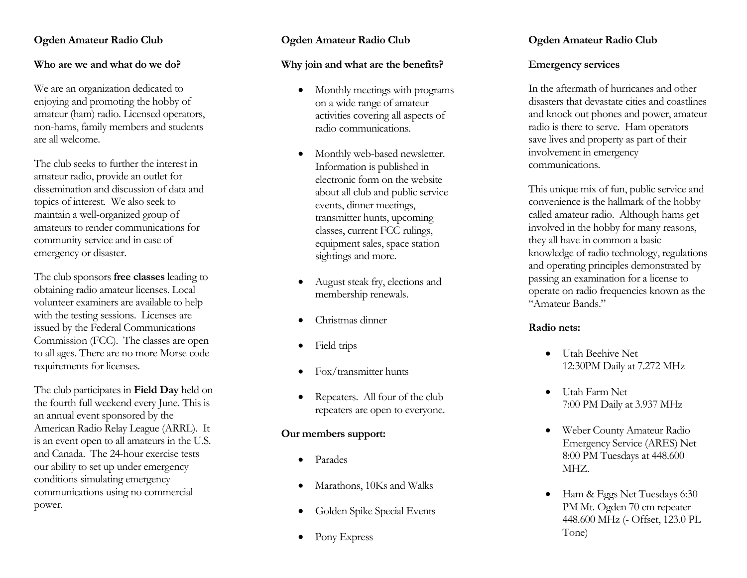# Ogden Amateur Radio Club

## Who are we and what do we do?

We are an organization dedicated to enjoying and promoting the hobby of amateur (ham) radio. Licensed operators, non-hams, family members and students are all welcome.

The club seeks to further the interest in amateur radio, provide an outlet for dissemination and discussion of data and topics of interest. We also seek to maintain a well-organized group of amateurs to render communications for community service and in case of emergency or disaster.

The club sponsors **free classes** leading to obtaining radio amateur licenses. Local volunteer examiners are available to help with the testing sessions. Licenses are issued by the Federal Communications Commission (FCC). The classes are open to all ages. There are no more Morse code requirements for licenses.

The club participates in **Field Day** held on the fourth full weekend every June. This is an annual event sponsored by the American Radio Relay League (ARRL). It is an event open to all amateurs in the U.S. and Canada. The 24-hour exercise tests our ability to set up under emergency conditions simulating emergency communications using no commercial power.

# Ogden Amateur Radio Club

## Why join and what are the benefits?

- Monthly meetings with programs on a wide range of amateur activities covering all aspects of radio communications.
- Monthly web-based newsletter. Information is published in electronic form on the website about all club and public service events, dinner meetings, transmitter hunts, upcoming classes, current FCC rulings, equipment sales, space station sightings and more.
- August steak fry, elections and membership renewals.
- Christmas dinner
- Field trips
- Fox/transmitter hunts
- Repeaters. All four of the club repeaters are open to everyone.

## Our members support:

- Parades
- Marathons, 10Ks and Walks
- Golden Spike Special Events
- Pony Express

# Ogden Amateur Radio Club

## Emergency services

In the aftermath of hurricanes and other disasters that devastate cities and coastlines and knock out phones and power, amateur radio is there to serve. Ham operators save lives and property as part of their involvement in emergency communications.

This unique mix of fun, public service and convenience is the hallmark of the hobby called amateur radio. Although hams get involved in the hobby for many reasons, they all have in common a basic knowledge of radio technology, regulations and operating principles demonstrated by passing an examination for a license to operate on radio frequencies known as the "Amateur Bands."

## Radio nets:

- Utah Beehive Net
  12:30PM Daily at 7.272 MHz
- Utah Farm Net
  7:00 PM Daily at 3.937 MHz
- Weber County Amateur Radio Emergency Service (ARES) Net 8:00 PM Tuesdays at 448.600 MHZ.
- Ham & Eggs Net Tuesdays 6:30 PM Mt. Ogden 70 cm repeater 448.600 MHz (- Offset, 123.0 PL Tone)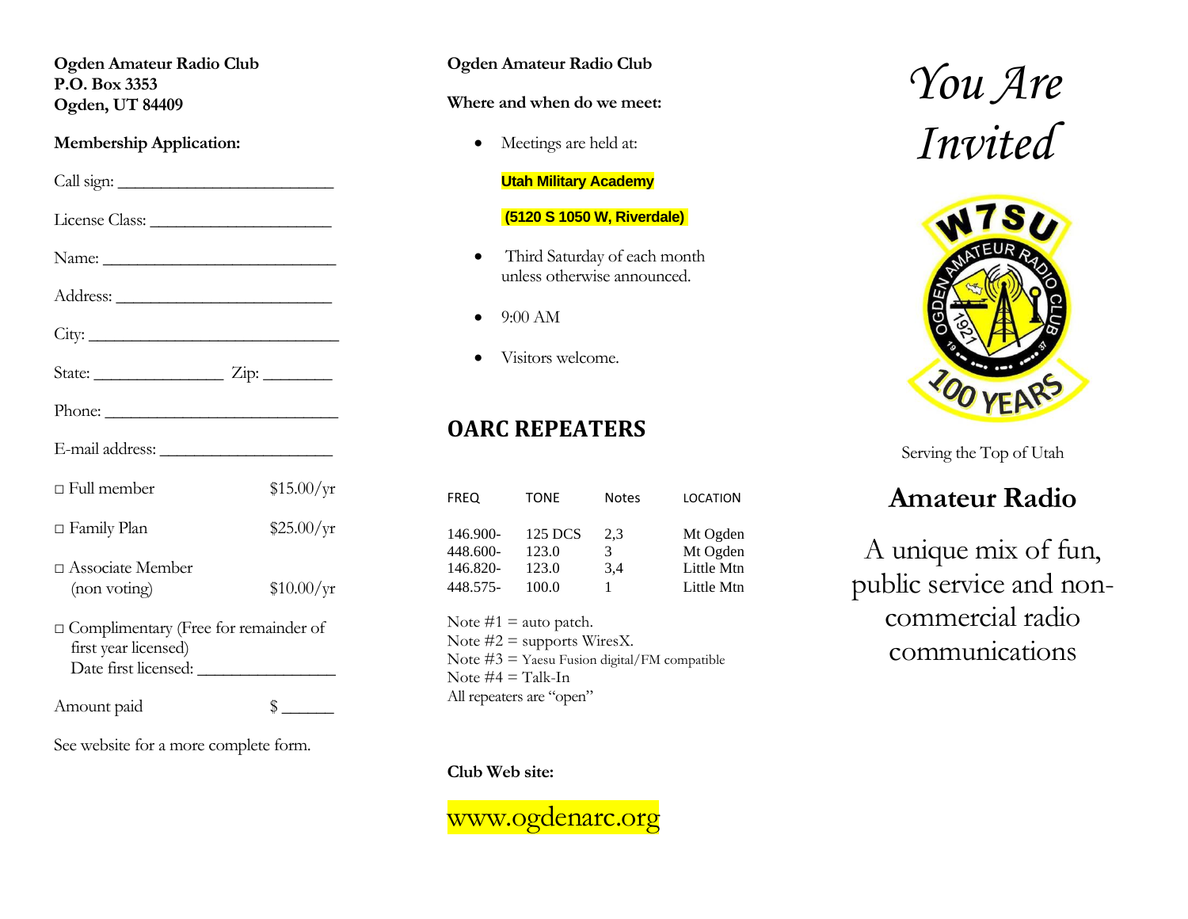**Ogden Amateur Radio Club**
**P.O. Box 3353**
**Ogden, UT 84409**

**Membership Application:**

Call sign: ___________________________

License Class: ______________________

Name: ____________________________

Address: __________________________

City: _______________________________

State: _______________ Zip: ________

Phone: ____________________________

E-mail address: ____________________

□ Full member $15.00/yr

□ Family Plan $25.00/yr

□ Associate Member
(non voting) $10.00/yr

□ Complimentary (Free for remainder of first year licensed)
Date first licensed: ________________

Amount paid $ ______

See website for a more complete form.

**Ogden Amateur Radio Club**

**Where and when do we meet:**

- Meetings are held at:

  **Utah Military Academy**

  **(5120 S 1050 W, Riverdale)**

- Third Saturday of each month unless otherwise announced.
- 9:00 AM
- Visitors welcome.

## OARC REPEATERS

| FREQ | TONE | Notes | LOCATION |
|---|---|---|---|
| 146.900- | 125 DCS | 2,3 | Mt Ogden |
| 448.600- | 123.0 | 3 | Mt Ogden |
| 146.820- | 123.0 | 3,4 | Little Mtn |
| 448.575- | 100.0 | 1 | Little Mtn |

Note #1 = auto patch.
Note #2 = supports WiresX.
Note #3 = Yaesu Fusion digital/FM compatible
Note #4 = Talk-In
All repeaters are "open"

**Club Web site:**

www.ogdenarc.org

# *You Are Invited*

W7SU
OGDEN AMATEUR RADIO CLUB
1921
100 YEARS

Serving the Top of Utah

## Amateur Radio

A unique mix of fun, public service and non-commercial radio communications